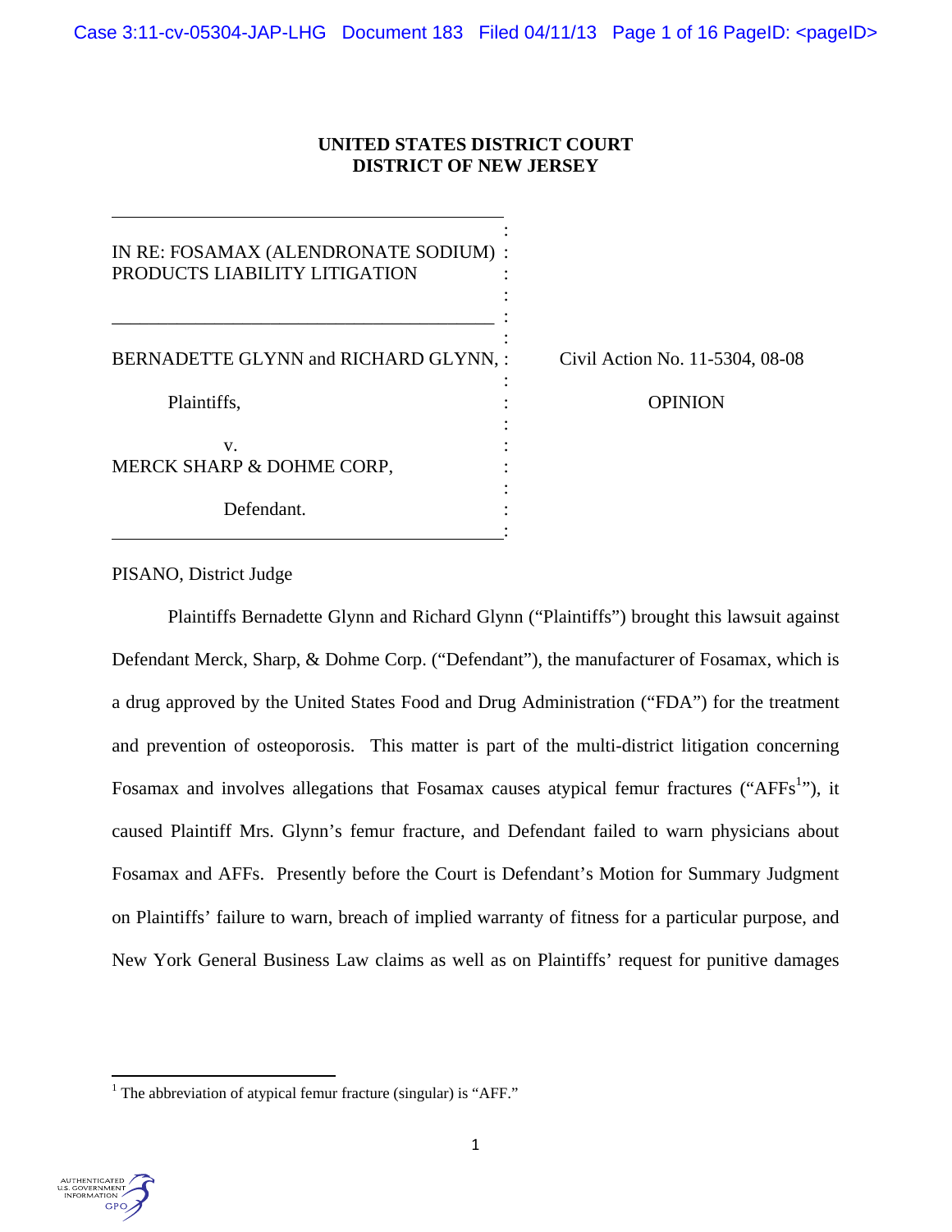**UNITED STATES DISTRICT COURT**
**DISTRICT OF NEW JERSEY**

IN RE: FOSAMAX (ALENDRONATE SODIUM) PRODUCTS LIABILITY LITIGATION

BERNADETTE GLYNN and RICHARD GLYNN,

Plaintiffs,

v.

MERCK SHARP & DOHME CORP,

Defendant.

Civil Action No. 11-5304, 08-08

OPINION

PISANO, District Judge

Plaintiffs Bernadette Glynn and Richard Glynn ("Plaintiffs") brought this lawsuit against Defendant Merck, Sharp, & Dohme Corp. ("Defendant"), the manufacturer of Fosamax, which is a drug approved by the United States Food and Drug Administration ("FDA") for the treatment and prevention of osteoporosis. This matter is part of the multi-district litigation concerning Fosamax and involves allegations that Fosamax causes atypical femur fractures ("AFFs[1]"), it caused Plaintiff Mrs. Glynn's femur fracture, and Defendant failed to warn physicians about Fosamax and AFFs. Presently before the Court is Defendant's Motion for Summary Judgment on Plaintiffs' failure to warn, breach of implied warranty of fitness for a particular purpose, and New York General Business Law claims as well as on Plaintiffs' request for punitive damages

[1] The abbreviation of atypical femur fracture (singular) is "AFF."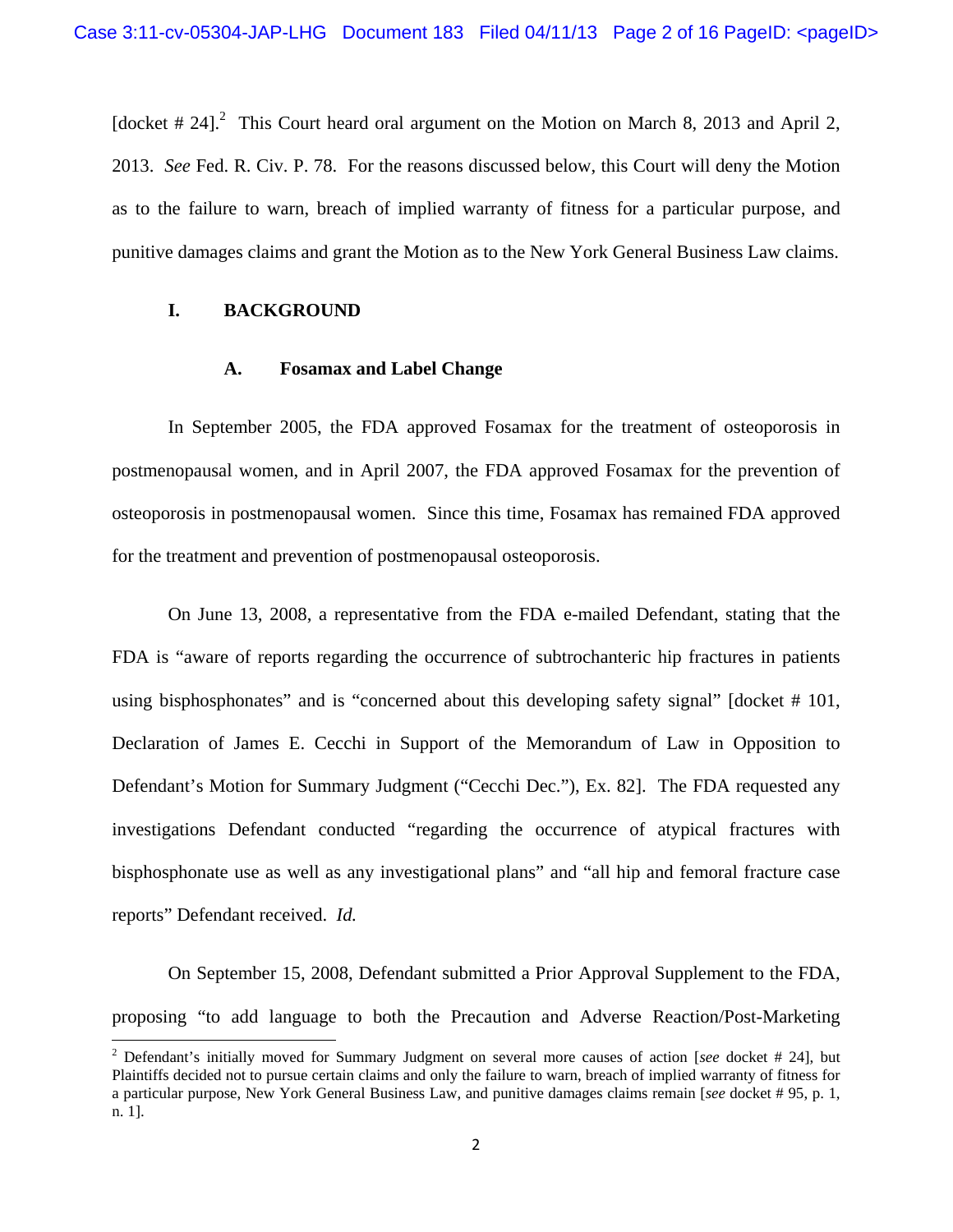[docket # 24].[2] This Court heard oral argument on the Motion on March 8, 2013 and April 2, 2013. *See* Fed. R. Civ. P. 78. For the reasons discussed below, this Court will deny the Motion as to the failure to warn, breach of implied warranty of fitness for a particular purpose, and punitive damages claims and grant the Motion as to the New York General Business Law claims.

## I. BACKGROUND

### A. Fosamax and Label Change

In September 2005, the FDA approved Fosamax for the treatment of osteoporosis in postmenopausal women, and in April 2007, the FDA approved Fosamax for the prevention of osteoporosis in postmenopausal women. Since this time, Fosamax has remained FDA approved for the treatment and prevention of postmenopausal osteoporosis.

On June 13, 2008, a representative from the FDA e-mailed Defendant, stating that the FDA is "aware of reports regarding the occurrence of subtrochanteric hip fractures in patients using bisphosphonates" and is "concerned about this developing safety signal" [docket # 101, Declaration of James E. Cecchi in Support of the Memorandum of Law in Opposition to Defendant's Motion for Summary Judgment ("Cecchi Dec."), Ex. 82]. The FDA requested any investigations Defendant conducted "regarding the occurrence of atypical fractures with bisphosphonate use as well as any investigational plans" and "all hip and femoral fracture case reports" Defendant received. *Id.*

On September 15, 2008, Defendant submitted a Prior Approval Supplement to the FDA, proposing "to add language to both the Precaution and Adverse Reaction/Post-Marketing

---

[2] Defendant's initially moved for Summary Judgment on several more causes of action [*see* docket # 24], but Plaintiffs decided not to pursue certain claims and only the failure to warn, breach of implied warranty of fitness for a particular purpose, New York General Business Law, and punitive damages claims remain [*see* docket # 95, p. 1, n. 1].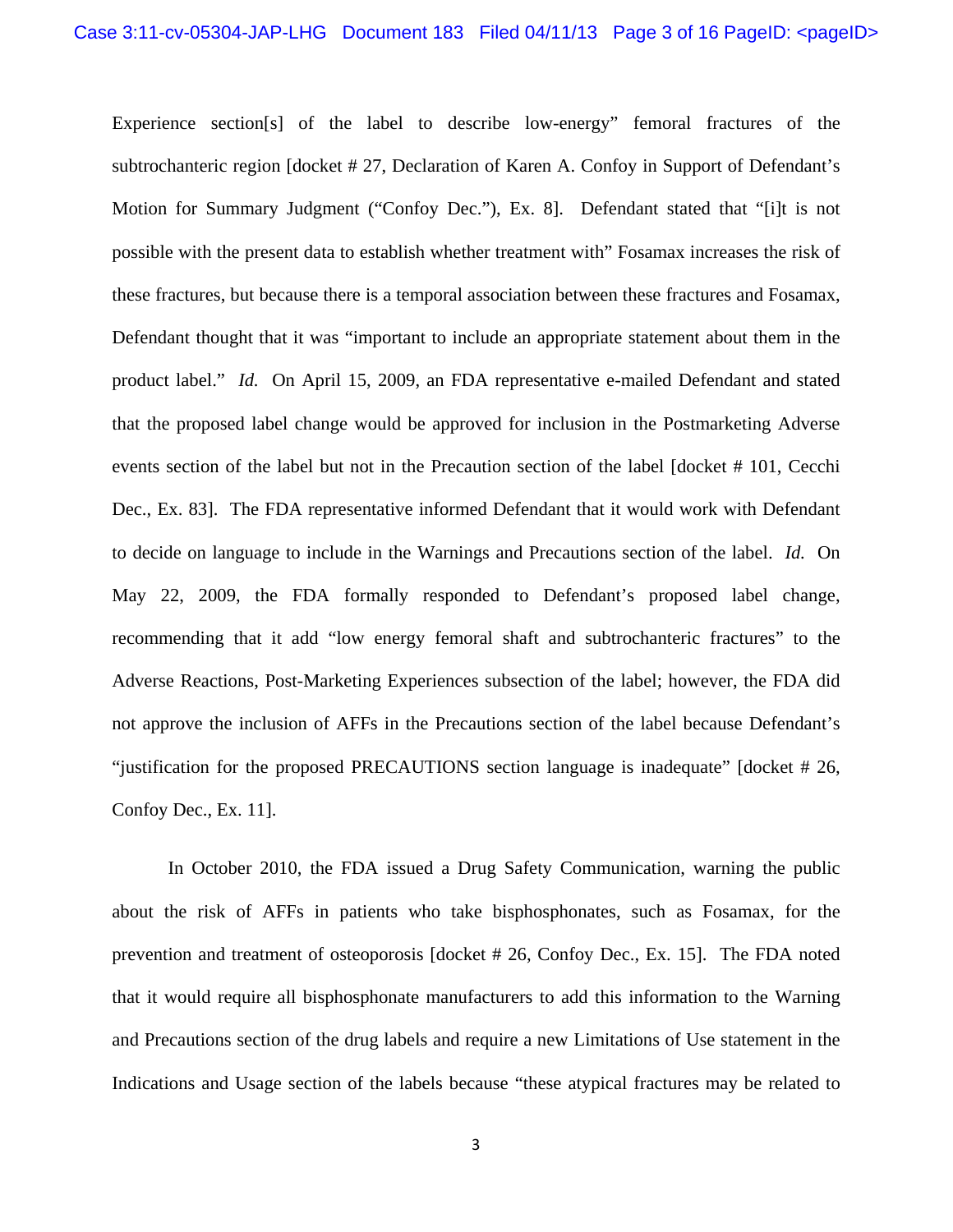Experience section[s] of the label to describe low-energy" femoral fractures of the subtrochanteric region [docket # 27, Declaration of Karen A. Confoy in Support of Defendant's Motion for Summary Judgment ("Confoy Dec."), Ex. 8]. Defendant stated that "[i]t is not possible with the present data to establish whether treatment with" Fosamax increases the risk of these fractures, but because there is a temporal association between these fractures and Fosamax, Defendant thought that it was "important to include an appropriate statement about them in the product label." *Id.* On April 15, 2009, an FDA representative e-mailed Defendant and stated that the proposed label change would be approved for inclusion in the Postmarketing Adverse events section of the label but not in the Precaution section of the label [docket # 101, Cecchi Dec., Ex. 83]. The FDA representative informed Defendant that it would work with Defendant to decide on language to include in the Warnings and Precautions section of the label. *Id.* On May 22, 2009, the FDA formally responded to Defendant's proposed label change, recommending that it add "low energy femoral shaft and subtrochanteric fractures" to the Adverse Reactions, Post-Marketing Experiences subsection of the label; however, the FDA did not approve the inclusion of AFFs in the Precautions section of the label because Defendant's "justification for the proposed PRECAUTIONS section language is inadequate" [docket # 26, Confoy Dec., Ex. 11].

In October 2010, the FDA issued a Drug Safety Communication, warning the public about the risk of AFFs in patients who take bisphosphonates, such as Fosamax, for the prevention and treatment of osteoporosis [docket # 26, Confoy Dec., Ex. 15]. The FDA noted that it would require all bisphosphonate manufacturers to add this information to the Warning and Precautions section of the drug labels and require a new Limitations of Use statement in the Indications and Usage section of the labels because "these atypical fractures may be related to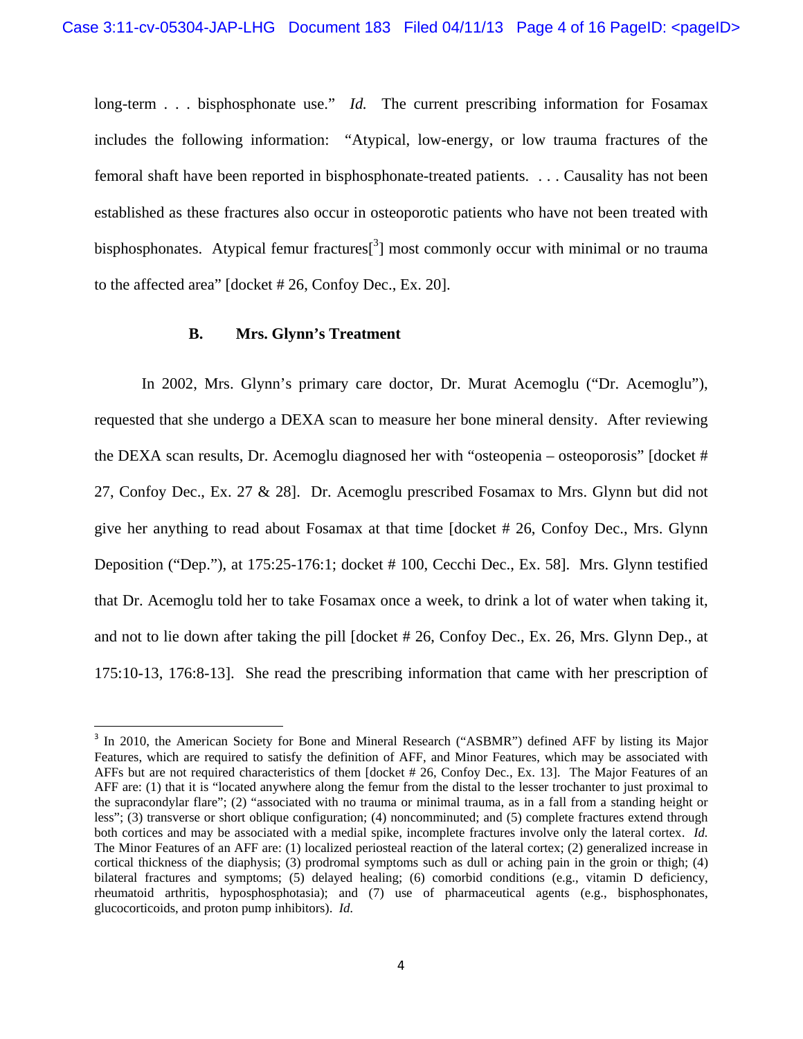long-term . . . bisphosphonate use." *Id.* The current prescribing information for Fosamax includes the following information: "Atypical, low-energy, or low trauma fractures of the femoral shaft have been reported in bisphosphonate-treated patients. . . . Causality has not been established as these fractures also occur in osteoporotic patients who have not been treated with bisphosphonates. Atypical femur fractures[[3]] most commonly occur with minimal or no trauma to the affected area" [docket # 26, Confoy Dec., Ex. 20].

### B. Mrs. Glynn's Treatment

In 2002, Mrs. Glynn's primary care doctor, Dr. Murat Acemoglu ("Dr. Acemoglu"), requested that she undergo a DEXA scan to measure her bone mineral density. After reviewing the DEXA scan results, Dr. Acemoglu diagnosed her with "osteopenia – osteoporosis" [docket # 27, Confoy Dec., Ex. 27 & 28]. Dr. Acemoglu prescribed Fosamax to Mrs. Glynn but did not give her anything to read about Fosamax at that time [docket # 26, Confoy Dec., Mrs. Glynn Deposition ("Dep."), at 175:25-176:1; docket # 100, Cecchi Dec., Ex. 58]. Mrs. Glynn testified that Dr. Acemoglu told her to take Fosamax once a week, to drink a lot of water when taking it, and not to lie down after taking the pill [docket # 26, Confoy Dec., Ex. 26, Mrs. Glynn Dep., at 175:10-13, 176:8-13]. She read the prescribing information that came with her prescription of

---

[3] In 2010, the American Society for Bone and Mineral Research ("ASBMR") defined AFF by listing its Major Features, which are required to satisfy the definition of AFF, and Minor Features, which may be associated with AFFs but are not required characteristics of them [docket # 26, Confoy Dec., Ex. 13]. The Major Features of an AFF are: (1) that it is "located anywhere along the femur from the distal to the lesser trochanter to just proximal to the supracondylar flare"; (2) "associated with no trauma or minimal trauma, as in a fall from a standing height or less"; (3) transverse or short oblique configuration; (4) noncomminuted; and (5) complete fractures extend through both cortices and may be associated with a medial spike, incomplete fractures involve only the lateral cortex. *Id.* The Minor Features of an AFF are: (1) localized periosteal reaction of the lateral cortex; (2) generalized increase in cortical thickness of the diaphysis; (3) prodromal symptoms such as dull or aching pain in the groin or thigh; (4) bilateral fractures and symptoms; (5) delayed healing; (6) comorbid conditions (e.g., vitamin D deficiency, rheumatoid arthritis, hyposphosphotasia); and (7) use of pharmaceutical agents (e.g., bisphosphonates, glucocorticoids, and proton pump inhibitors). *Id.*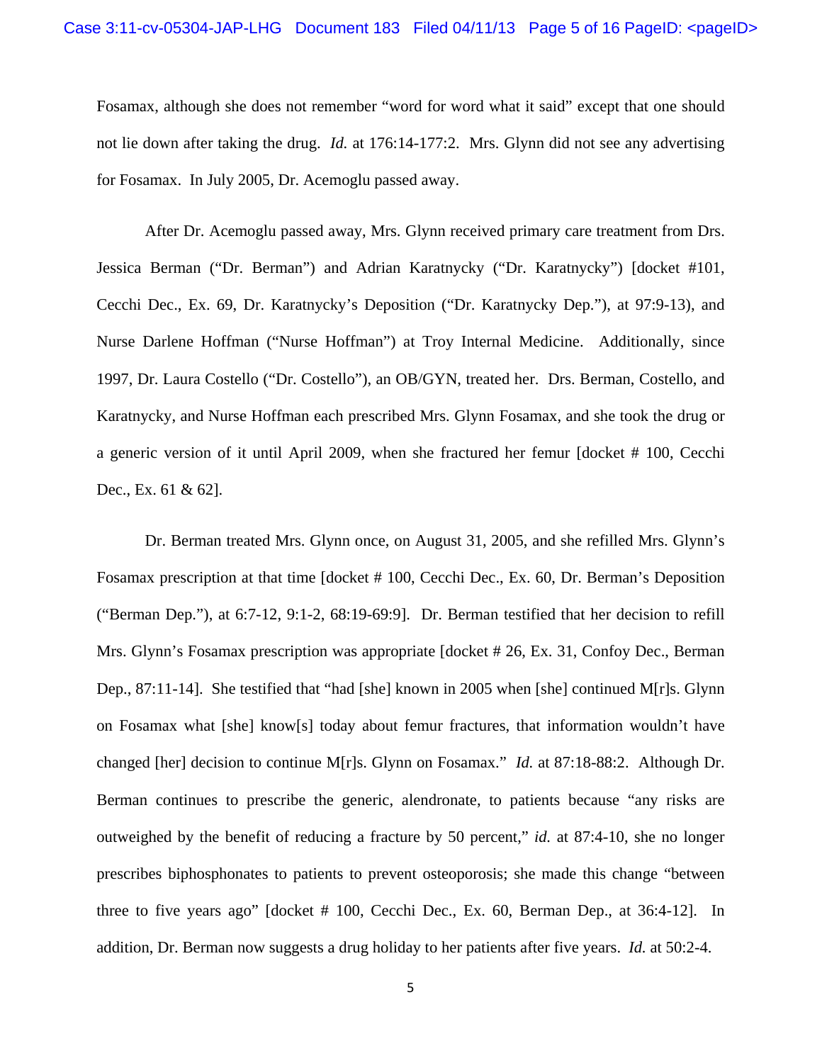Fosamax, although she does not remember "word for word what it said" except that one should not lie down after taking the drug. *Id.* at 176:14-177:2. Mrs. Glynn did not see any advertising for Fosamax. In July 2005, Dr. Acemoglu passed away.

After Dr. Acemoglu passed away, Mrs. Glynn received primary care treatment from Drs. Jessica Berman ("Dr. Berman") and Adrian Karatnycky ("Dr. Karatnycky") [docket #101, Cecchi Dec., Ex. 69, Dr. Karatnycky's Deposition ("Dr. Karatnycky Dep."), at 97:9-13), and Nurse Darlene Hoffman ("Nurse Hoffman") at Troy Internal Medicine. Additionally, since 1997, Dr. Laura Costello ("Dr. Costello"), an OB/GYN, treated her. Drs. Berman, Costello, and Karatnycky, and Nurse Hoffman each prescribed Mrs. Glynn Fosamax, and she took the drug or a generic version of it until April 2009, when she fractured her femur [docket # 100, Cecchi Dec., Ex. 61 & 62].

Dr. Berman treated Mrs. Glynn once, on August 31, 2005, and she refilled Mrs. Glynn's Fosamax prescription at that time [docket # 100, Cecchi Dec., Ex. 60, Dr. Berman's Deposition ("Berman Dep."), at 6:7-12, 9:1-2, 68:19-69:9]. Dr. Berman testified that her decision to refill Mrs. Glynn's Fosamax prescription was appropriate [docket # 26, Ex. 31, Confoy Dec., Berman Dep., 87:11-14]. She testified that "had [she] known in 2005 when [she] continued M[r]s. Glynn on Fosamax what [she] know[s] today about femur fractures, that information wouldn't have changed [her] decision to continue M[r]s. Glynn on Fosamax." *Id.* at 87:18-88:2. Although Dr. Berman continues to prescribe the generic, alendronate, to patients because "any risks are outweighed by the benefit of reducing a fracture by 50 percent," *id.* at 87:4-10, she no longer prescribes biphosphonates to patients to prevent osteoporosis; she made this change "between three to five years ago" [docket # 100, Cecchi Dec., Ex. 60, Berman Dep., at 36:4-12]. In addition, Dr. Berman now suggests a drug holiday to her patients after five years. *Id.* at 50:2-4.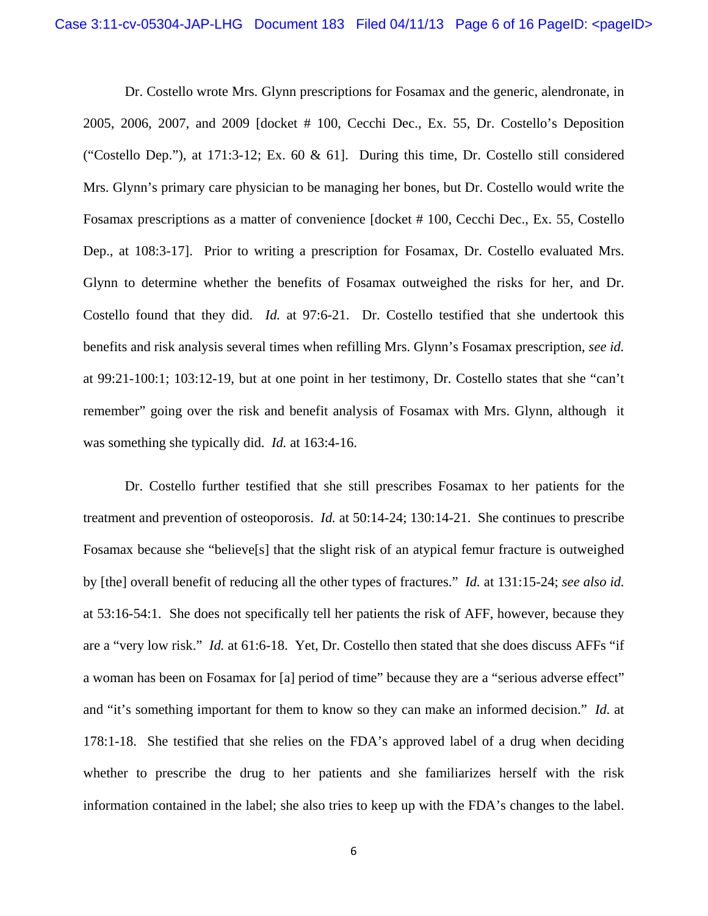Dr. Costello wrote Mrs. Glynn prescriptions for Fosamax and the generic, alendronate, in 2005, 2006, 2007, and 2009 [docket # 100, Cecchi Dec., Ex. 55, Dr. Costello's Deposition ("Costello Dep."), at 171:3-12; Ex. 60 & 61]. During this time, Dr. Costello still considered Mrs. Glynn's primary care physician to be managing her bones, but Dr. Costello would write the Fosamax prescriptions as a matter of convenience [docket # 100, Cecchi Dec., Ex. 55, Costello Dep., at 108:3-17]. Prior to writing a prescription for Fosamax, Dr. Costello evaluated Mrs. Glynn to determine whether the benefits of Fosamax outweighed the risks for her, and Dr. Costello found that they did. *Id.* at 97:6-21. Dr. Costello testified that she undertook this benefits and risk analysis several times when refilling Mrs. Glynn's Fosamax prescription, *see id.* at 99:21-100:1; 103:12-19, but at one point in her testimony, Dr. Costello states that she "can't remember" going over the risk and benefit analysis of Fosamax with Mrs. Glynn, although it was something she typically did. *Id.* at 163:4-16.

Dr. Costello further testified that she still prescribes Fosamax to her patients for the treatment and prevention of osteoporosis. *Id.* at 50:14-24; 130:14-21. She continues to prescribe Fosamax because she "believe[s] that the slight risk of an atypical femur fracture is outweighed by [the] overall benefit of reducing all the other types of fractures." *Id.* at 131:15-24; *see also id.* at 53:16-54:1. She does not specifically tell her patients the risk of AFF, however, because they are a "very low risk." *Id.* at 61:6-18. Yet, Dr. Costello then stated that she does discuss AFFs "if a woman has been on Fosamax for [a] period of time" because they are a "serious adverse effect" and "it's something important for them to know so they can make an informed decision." *Id.* at 178:1-18. She testified that she relies on the FDA's approved label of a drug when deciding whether to prescribe the drug to her patients and she familiarizes herself with the risk information contained in the label; she also tries to keep up with the FDA's changes to the label.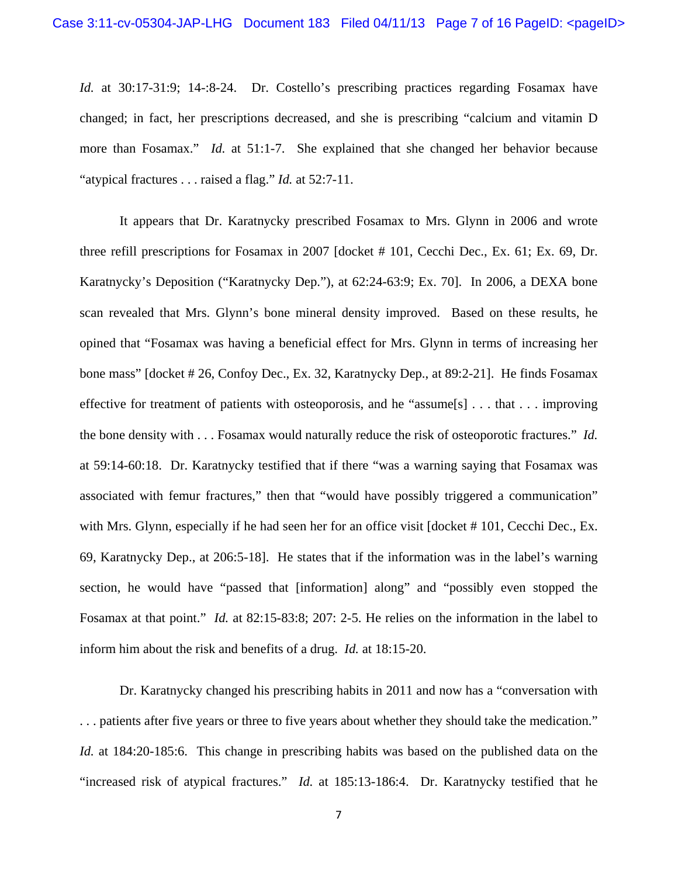*Id.* at 30:17-31:9; 14-:8-24. Dr. Costello's prescribing practices regarding Fosamax have changed; in fact, her prescriptions decreased, and she is prescribing "calcium and vitamin D more than Fosamax." *Id.* at 51:1-7. She explained that she changed her behavior because "atypical fractures . . . raised a flag." *Id.* at 52:7-11.

It appears that Dr. Karatnycky prescribed Fosamax to Mrs. Glynn in 2006 and wrote three refill prescriptions for Fosamax in 2007 [docket # 101, Cecchi Dec., Ex. 61; Ex. 69, Dr. Karatnycky's Deposition ("Karatnycky Dep."), at 62:24-63:9; Ex. 70]. In 2006, a DEXA bone scan revealed that Mrs. Glynn's bone mineral density improved. Based on these results, he opined that "Fosamax was having a beneficial effect for Mrs. Glynn in terms of increasing her bone mass" [docket # 26, Confoy Dec., Ex. 32, Karatnycky Dep., at 89:2-21]. He finds Fosamax effective for treatment of patients with osteoporosis, and he "assume[s] . . . that . . . improving the bone density with . . . Fosamax would naturally reduce the risk of osteoporotic fractures." *Id.* at 59:14-60:18. Dr. Karatnycky testified that if there "was a warning saying that Fosamax was associated with femur fractures," then that "would have possibly triggered a communication" with Mrs. Glynn, especially if he had seen her for an office visit [docket # 101, Cecchi Dec., Ex. 69, Karatnycky Dep., at 206:5-18]. He states that if the information was in the label's warning section, he would have "passed that [information] along" and "possibly even stopped the Fosamax at that point." *Id.* at 82:15-83:8; 207: 2-5. He relies on the information in the label to inform him about the risk and benefits of a drug. *Id.* at 18:15-20.

Dr. Karatnycky changed his prescribing habits in 2011 and now has a "conversation with . . . patients after five years or three to five years about whether they should take the medication." *Id.* at 184:20-185:6. This change in prescribing habits was based on the published data on the "increased risk of atypical fractures." *Id.* at 185:13-186:4. Dr. Karatnycky testified that he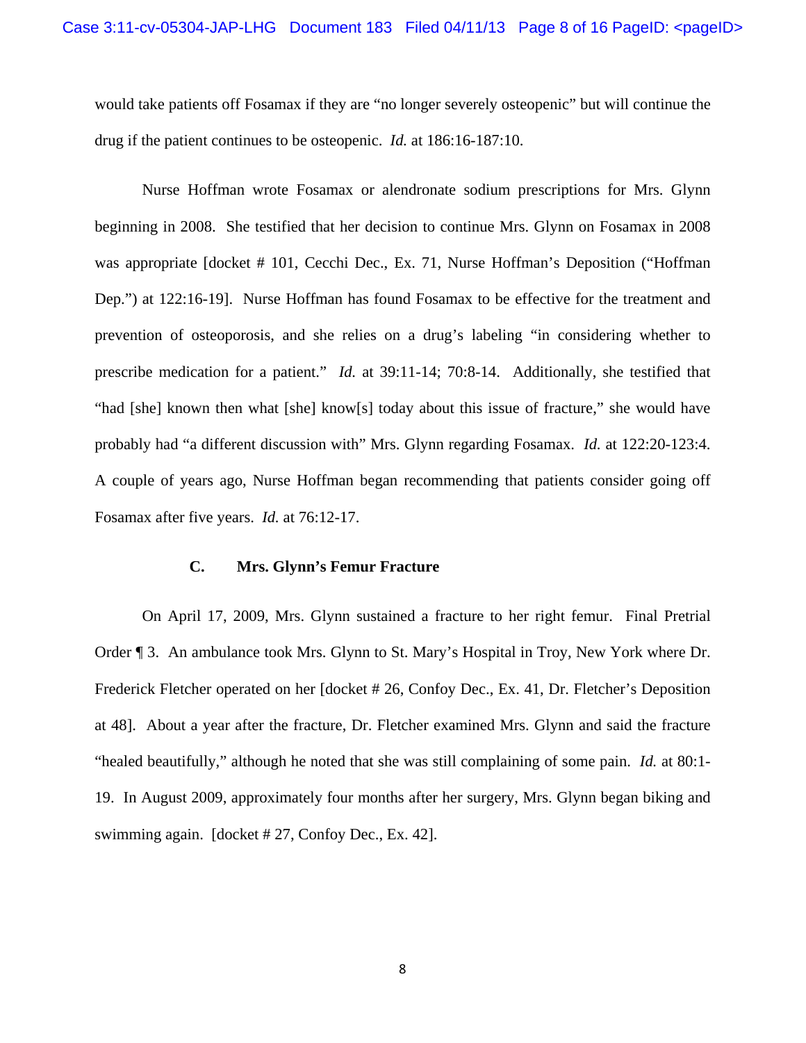would take patients off Fosamax if they are "no longer severely osteopenic" but will continue the drug if the patient continues to be osteopenic. *Id.* at 186:16-187:10.

Nurse Hoffman wrote Fosamax or alendronate sodium prescriptions for Mrs. Glynn beginning in 2008. She testified that her decision to continue Mrs. Glynn on Fosamax in 2008 was appropriate [docket # 101, Cecchi Dec., Ex. 71, Nurse Hoffman's Deposition ("Hoffman Dep.") at 122:16-19]. Nurse Hoffman has found Fosamax to be effective for the treatment and prevention of osteoporosis, and she relies on a drug's labeling "in considering whether to prescribe medication for a patient." *Id.* at 39:11-14; 70:8-14. Additionally, she testified that "had [she] known then what [she] know[s] today about this issue of fracture," she would have probably had "a different discussion with" Mrs. Glynn regarding Fosamax. *Id.* at 122:20-123:4. A couple of years ago, Nurse Hoffman began recommending that patients consider going off Fosamax after five years. *Id.* at 76:12-17.

### C. Mrs. Glynn's Femur Fracture

On April 17, 2009, Mrs. Glynn sustained a fracture to her right femur. Final Pretrial Order ¶ 3. An ambulance took Mrs. Glynn to St. Mary's Hospital in Troy, New York where Dr. Frederick Fletcher operated on her [docket # 26, Confoy Dec., Ex. 41, Dr. Fletcher's Deposition at 48]. About a year after the fracture, Dr. Fletcher examined Mrs. Glynn and said the fracture "healed beautifully," although he noted that she was still complaining of some pain. *Id.* at 80:1-19. In August 2009, approximately four months after her surgery, Mrs. Glynn began biking and swimming again. [docket # 27, Confoy Dec., Ex. 42].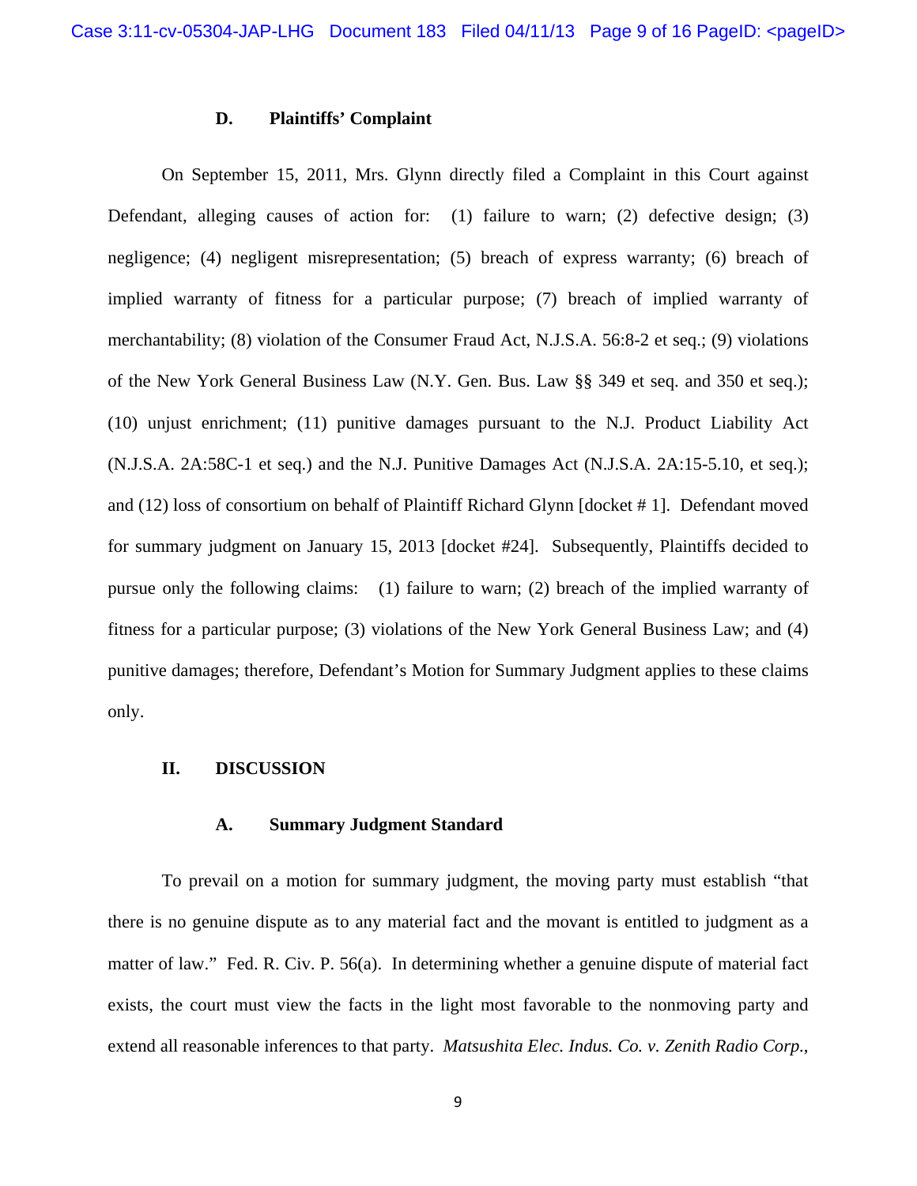### D. Plaintiffs' Complaint

On September 15, 2011, Mrs. Glynn directly filed a Complaint in this Court against Defendant, alleging causes of action for: (1) failure to warn; (2) defective design; (3) negligence; (4) negligent misrepresentation; (5) breach of express warranty; (6) breach of implied warranty of fitness for a particular purpose; (7) breach of implied warranty of merchantability; (8) violation of the Consumer Fraud Act, N.J.S.A. 56:8-2 et seq.; (9) violations of the New York General Business Law (N.Y. Gen. Bus. Law §§ 349 et seq. and 350 et seq.); (10) unjust enrichment; (11) punitive damages pursuant to the N.J. Product Liability Act (N.J.S.A. 2A:58C-1 et seq.) and the N.J. Punitive Damages Act (N.J.S.A. 2A:15-5.10, et seq.); and (12) loss of consortium on behalf of Plaintiff Richard Glynn [docket # 1]. Defendant moved for summary judgment on January 15, 2013 [docket #24]. Subsequently, Plaintiffs decided to pursue only the following claims: (1) failure to warn; (2) breach of the implied warranty of fitness for a particular purpose; (3) violations of the New York General Business Law; and (4) punitive damages; therefore, Defendant's Motion for Summary Judgment applies to these claims only.

## II. DISCUSSION

### A. Summary Judgment Standard

To prevail on a motion for summary judgment, the moving party must establish "that there is no genuine dispute as to any material fact and the movant is entitled to judgment as a matter of law." Fed. R. Civ. P. 56(a). In determining whether a genuine dispute of material fact exists, the court must view the facts in the light most favorable to the nonmoving party and extend all reasonable inferences to that party. *Matsushita Elec. Indus. Co. v. Zenith Radio Corp.*,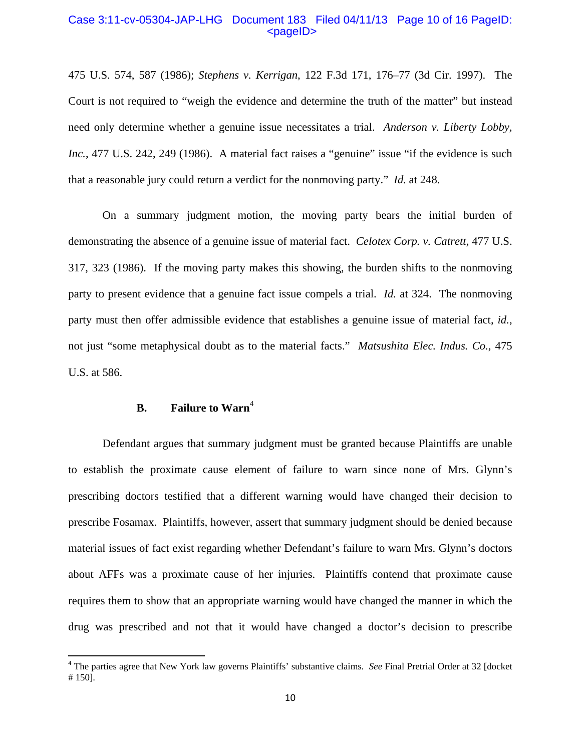475 U.S. 574, 587 (1986); *Stephens v. Kerrigan*, 122 F.3d 171, 176–77 (3d Cir. 1997). The Court is not required to "weigh the evidence and determine the truth of the matter" but instead need only determine whether a genuine issue necessitates a trial. *Anderson v. Liberty Lobby, Inc.*, 477 U.S. 242, 249 (1986). A material fact raises a "genuine" issue "if the evidence is such that a reasonable jury could return a verdict for the nonmoving party." *Id.* at 248.

On a summary judgment motion, the moving party bears the initial burden of demonstrating the absence of a genuine issue of material fact. *Celotex Corp. v. Catrett*, 477 U.S. 317, 323 (1986). If the moving party makes this showing, the burden shifts to the nonmoving party to present evidence that a genuine fact issue compels a trial. *Id.* at 324. The nonmoving party must then offer admissible evidence that establishes a genuine issue of material fact, *id.*, not just "some metaphysical doubt as to the material facts." *Matsushita Elec. Indus. Co.*, 475 U.S. at 586.

### B. Failure to Warn[4]

Defendant argues that summary judgment must be granted because Plaintiffs are unable to establish the proximate cause element of failure to warn since none of Mrs. Glynn's prescribing doctors testified that a different warning would have changed their decision to prescribe Fosamax. Plaintiffs, however, assert that summary judgment should be denied because material issues of fact exist regarding whether Defendant's failure to warn Mrs. Glynn's doctors about AFFs was a proximate cause of her injuries. Plaintiffs contend that proximate cause requires them to show that an appropriate warning would have changed the manner in which the drug was prescribed and not that it would have changed a doctor's decision to prescribe

---

[4] The parties agree that New York law governs Plaintiffs' substantive claims. *See* Final Pretrial Order at 32 [docket # 150].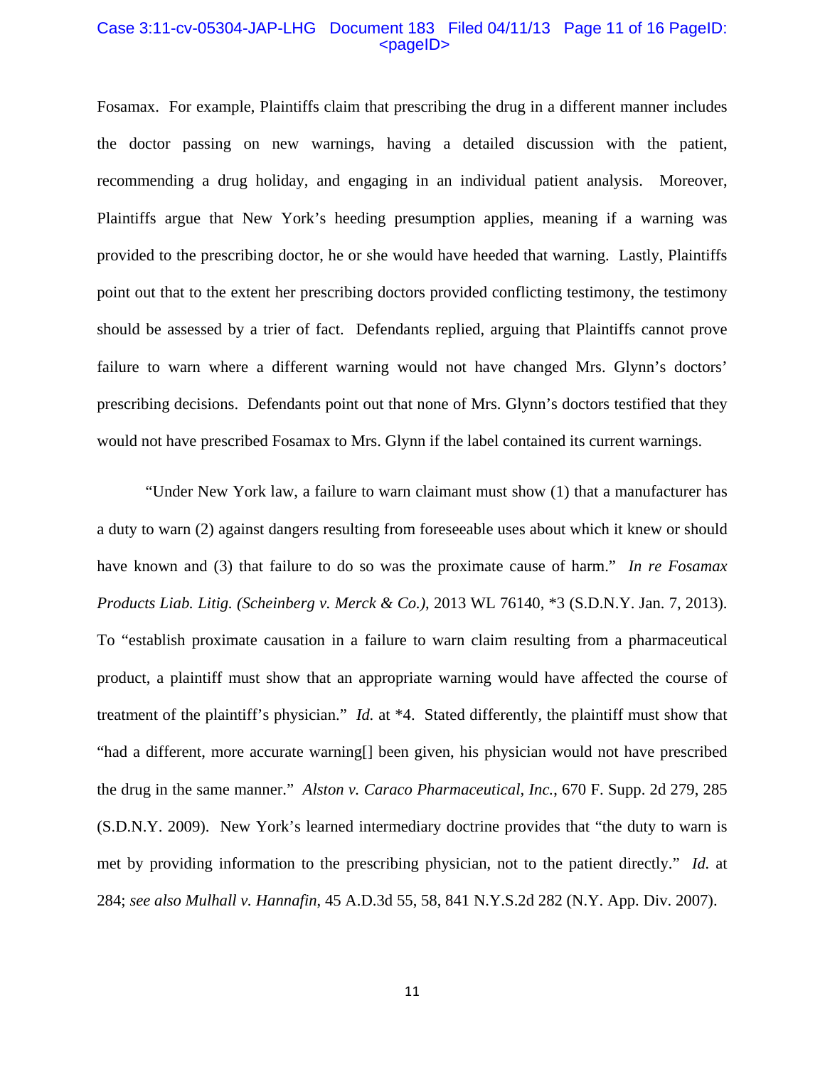Fosamax. For example, Plaintiffs claim that prescribing the drug in a different manner includes the doctor passing on new warnings, having a detailed discussion with the patient, recommending a drug holiday, and engaging in an individual patient analysis. Moreover, Plaintiffs argue that New York's heeding presumption applies, meaning if a warning was provided to the prescribing doctor, he or she would have heeded that warning. Lastly, Plaintiffs point out that to the extent her prescribing doctors provided conflicting testimony, the testimony should be assessed by a trier of fact. Defendants replied, arguing that Plaintiffs cannot prove failure to warn where a different warning would not have changed Mrs. Glynn's doctors' prescribing decisions. Defendants point out that none of Mrs. Glynn's doctors testified that they would not have prescribed Fosamax to Mrs. Glynn if the label contained its current warnings.

"Under New York law, a failure to warn claimant must show (1) that a manufacturer has a duty to warn (2) against dangers resulting from foreseeable uses about which it knew or should have known and (3) that failure to do so was the proximate cause of harm." *In re Fosamax Products Liab. Litig. (Scheinberg v. Merck & Co.)*, 2013 WL 76140, *3 (S.D.N.Y. Jan. 7, 2013). To "establish proximate causation in a failure to warn claim resulting from a pharmaceutical product, a plaintiff must show that an appropriate warning would have affected the course of treatment of the plaintiff's physician." *Id.* at *4. Stated differently, the plaintiff must show that "had a different, more accurate warning[] been given, his physician would not have prescribed the drug in the same manner." *Alston v. Caraco Pharmaceutical, Inc.*, 670 F. Supp. 2d 279, 285 (S.D.N.Y. 2009). New York's learned intermediary doctrine provides that "the duty to warn is met by providing information to the prescribing physician, not to the patient directly." *Id.* at 284; *see also Mulhall v. Hannafin*, 45 A.D.3d 55, 58, 841 N.Y.S.2d 282 (N.Y. App. Div. 2007).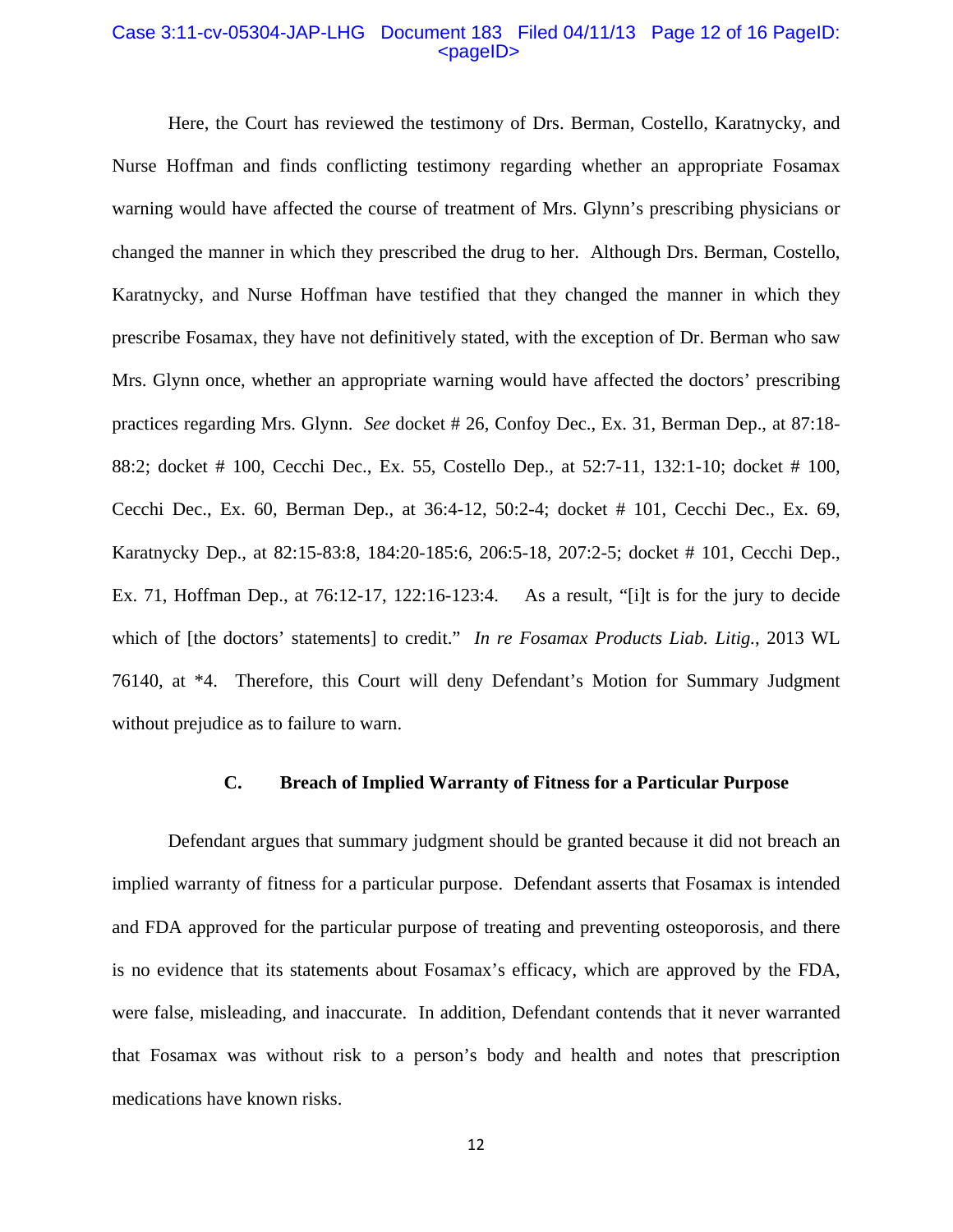Here, the Court has reviewed the testimony of Drs. Berman, Costello, Karatnycky, and Nurse Hoffman and finds conflicting testimony regarding whether an appropriate Fosamax warning would have affected the course of treatment of Mrs. Glynn's prescribing physicians or changed the manner in which they prescribed the drug to her. Although Drs. Berman, Costello, Karatnycky, and Nurse Hoffman have testified that they changed the manner in which they prescribe Fosamax, they have not definitively stated, with the exception of Dr. Berman who saw Mrs. Glynn once, whether an appropriate warning would have affected the doctors' prescribing practices regarding Mrs. Glynn. *See* docket # 26, Confoy Dec., Ex. 31, Berman Dep., at 87:18-88:2; docket # 100, Cecchi Dec., Ex. 55, Costello Dep., at 52:7-11, 132:1-10; docket # 100, Cecchi Dec., Ex. 60, Berman Dep., at 36:4-12, 50:2-4; docket # 101, Cecchi Dec., Ex. 69, Karatnycky Dep., at 82:15-83:8, 184:20-185:6, 206:5-18, 207:2-5; docket # 101, Cecchi Dep., Ex. 71, Hoffman Dep., at 76:12-17, 122:16-123:4. As a result, "[i]t is for the jury to decide which of [the doctors' statements] to credit." *In re Fosamax Products Liab. Litig.*, 2013 WL 76140, at *4. Therefore, this Court will deny Defendant's Motion for Summary Judgment without prejudice as to failure to warn.

### C. Breach of Implied Warranty of Fitness for a Particular Purpose

Defendant argues that summary judgment should be granted because it did not breach an implied warranty of fitness for a particular purpose. Defendant asserts that Fosamax is intended and FDA approved for the particular purpose of treating and preventing osteoporosis, and there is no evidence that its statements about Fosamax's efficacy, which are approved by the FDA, were false, misleading, and inaccurate. In addition, Defendant contends that it never warranted that Fosamax was without risk to a person's body and health and notes that prescription medications have known risks.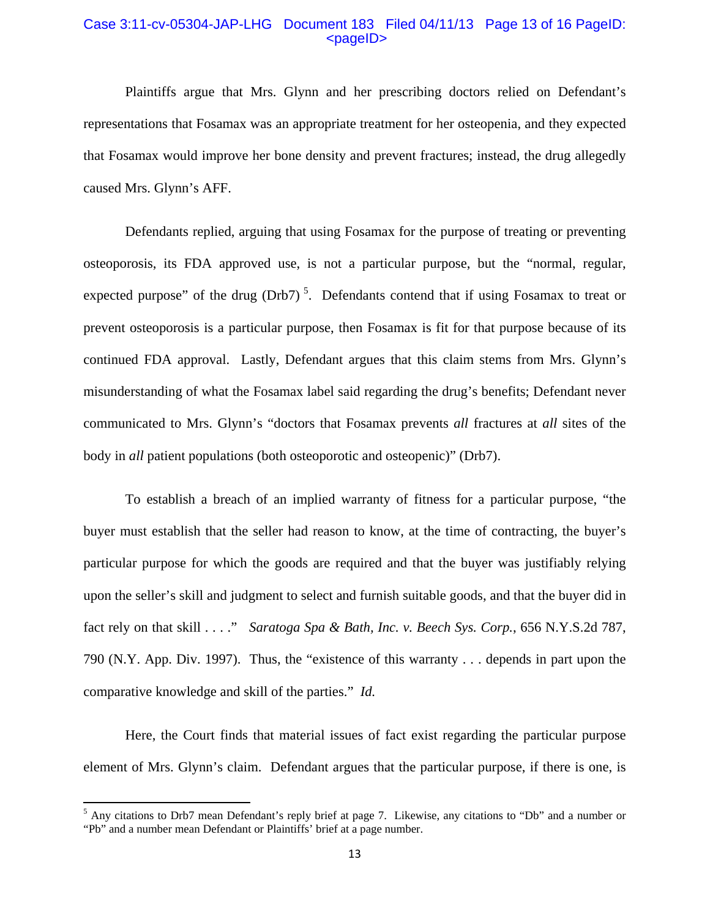Plaintiffs argue that Mrs. Glynn and her prescribing doctors relied on Defendant's representations that Fosamax was an appropriate treatment for her osteopenia, and they expected that Fosamax would improve her bone density and prevent fractures; instead, the drug allegedly caused Mrs. Glynn's AFF.

Defendants replied, arguing that using Fosamax for the purpose of treating or preventing osteoporosis, its FDA approved use, is not a particular purpose, but the "normal, regular, expected purpose" of the drug (Drb7) [5]. Defendants contend that if using Fosamax to treat or prevent osteoporosis is a particular purpose, then Fosamax is fit for that purpose because of its continued FDA approval. Lastly, Defendant argues that this claim stems from Mrs. Glynn's misunderstanding of what the Fosamax label said regarding the drug's benefits; Defendant never communicated to Mrs. Glynn's "doctors that Fosamax prevents *all* fractures at *all* sites of the body in *all* patient populations (both osteoporotic and osteopenic)" (Drb7).

To establish a breach of an implied warranty of fitness for a particular purpose, "the buyer must establish that the seller had reason to know, at the time of contracting, the buyer's particular purpose for which the goods are required and that the buyer was justifiably relying upon the seller's skill and judgment to select and furnish suitable goods, and that the buyer did in fact rely on that skill . . . ." *Saratoga Spa & Bath, Inc. v. Beech Sys. Corp.*, 656 N.Y.S.2d 787, 790 (N.Y. App. Div. 1997). Thus, the "existence of this warranty . . . depends in part upon the comparative knowledge and skill of the parties." *Id.*

Here, the Court finds that material issues of fact exist regarding the particular purpose element of Mrs. Glynn's claim. Defendant argues that the particular purpose, if there is one, is

---

[5] Any citations to Drb7 mean Defendant's reply brief at page 7. Likewise, any citations to "Db" and a number or "Pb" and a number mean Defendant or Plaintiffs' brief at a page number.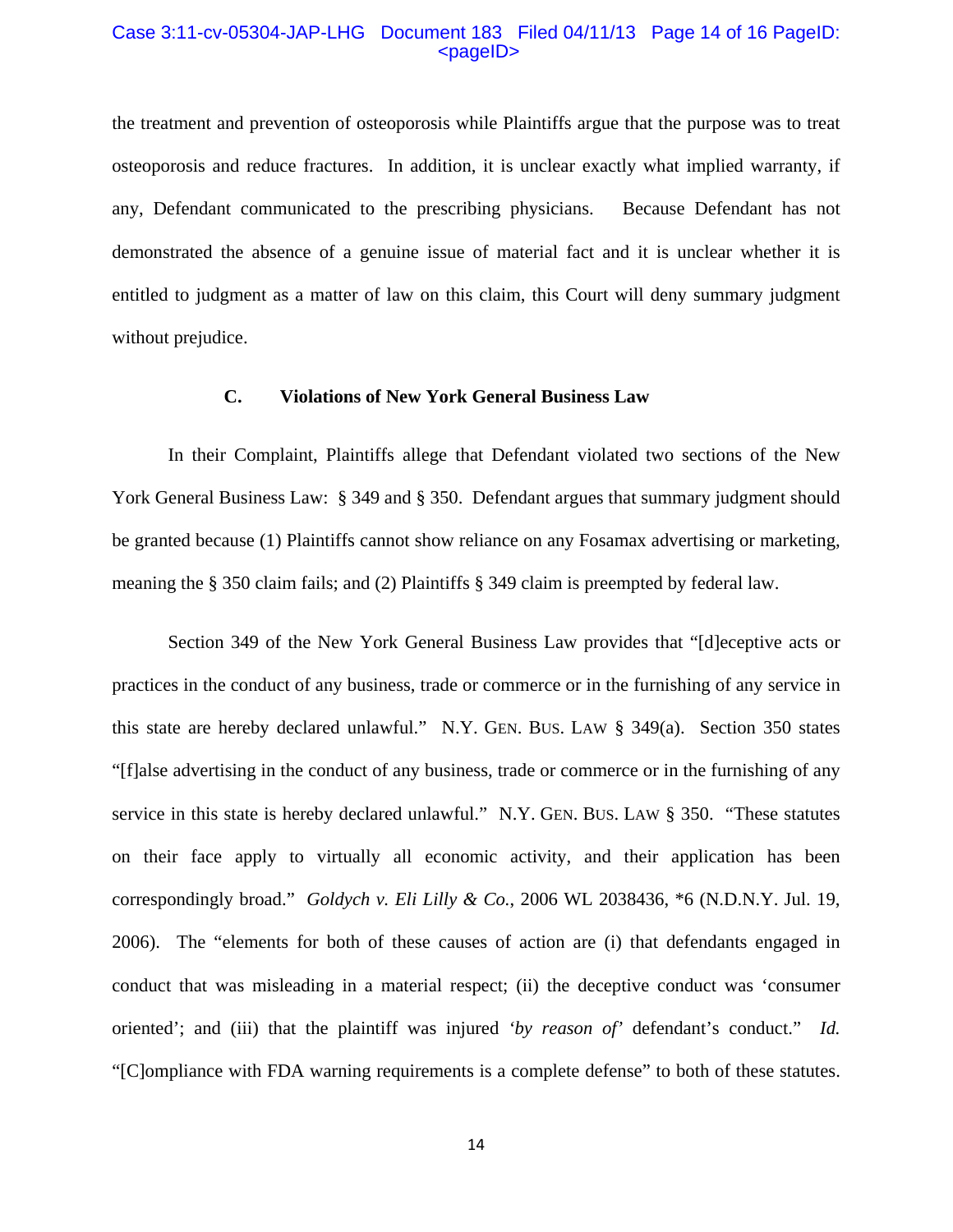the treatment and prevention of osteoporosis while Plaintiffs argue that the purpose was to treat osteoporosis and reduce fractures. In addition, it is unclear exactly what implied warranty, if any, Defendant communicated to the prescribing physicians. Because Defendant has not demonstrated the absence of a genuine issue of material fact and it is unclear whether it is entitled to judgment as a matter of law on this claim, this Court will deny summary judgment without prejudice.

### C. Violations of New York General Business Law

In their Complaint, Plaintiffs allege that Defendant violated two sections of the New York General Business Law: § 349 and § 350. Defendant argues that summary judgment should be granted because (1) Plaintiffs cannot show reliance on any Fosamax advertising or marketing, meaning the § 350 claim fails; and (2) Plaintiffs § 349 claim is preempted by federal law.

Section 349 of the New York General Business Law provides that "[d]eceptive acts or practices in the conduct of any business, trade or commerce or in the furnishing of any service in this state are hereby declared unlawful." N.Y. GEN. BUS. LAW § 349(a). Section 350 states "[f]alse advertising in the conduct of any business, trade or commerce or in the furnishing of any service in this state is hereby declared unlawful." N.Y. GEN. BUS. LAW § 350. "These statutes on their face apply to virtually all economic activity, and their application has been correspondingly broad." *Goldych v. Eli Lilly & Co.*, 2006 WL 2038436, *6 (N.D.N.Y. Jul. 19, 2006). The "elements for both of these causes of action are (i) that defendants engaged in conduct that was misleading in a material respect; (ii) the deceptive conduct was 'consumer oriented'; and (iii) that the plaintiff was injured '*by reason of*' defendant's conduct." *Id.* "[C]ompliance with FDA warning requirements is a complete defense" to both of these statutes.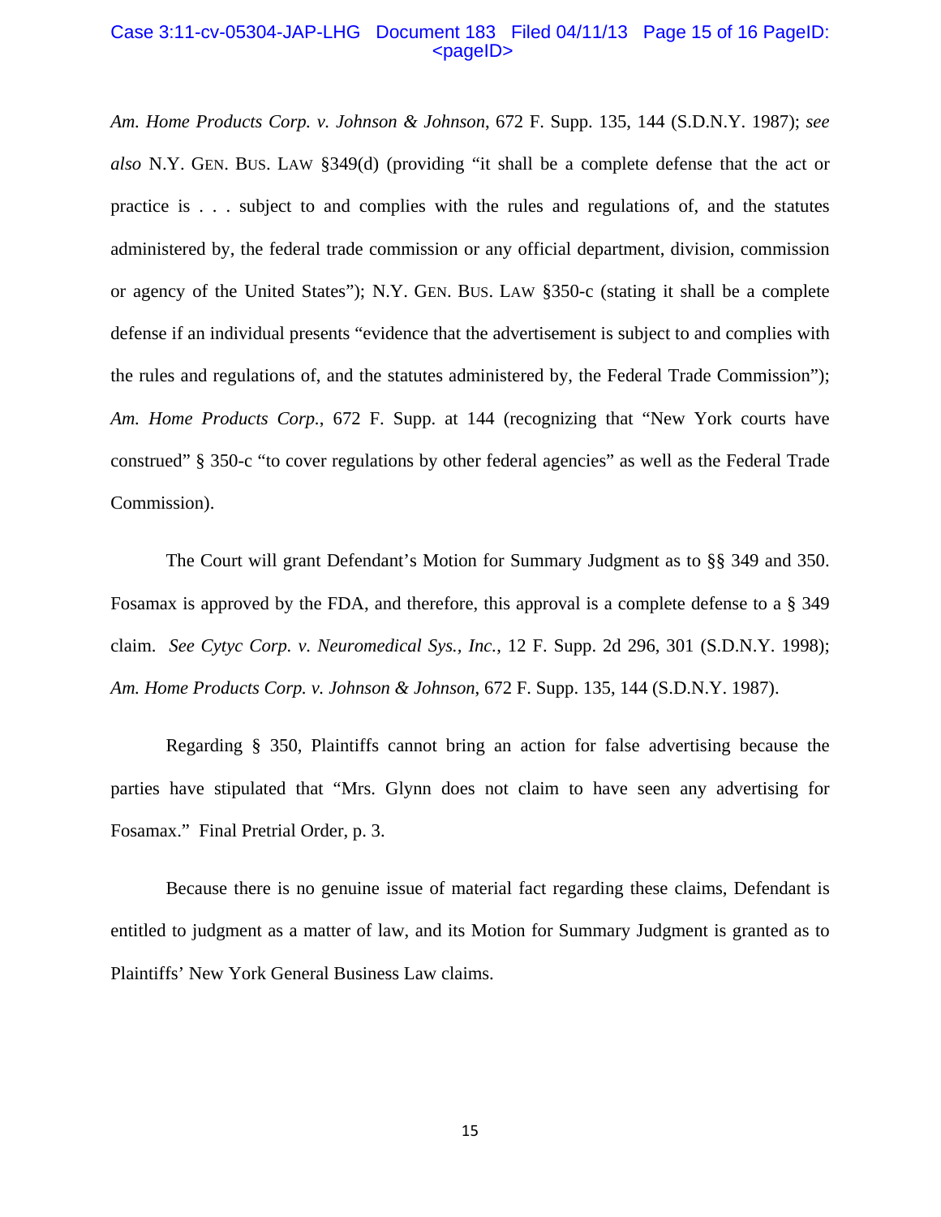*Am. Home Products Corp. v. Johnson & Johnson*, 672 F. Supp. 135, 144 (S.D.N.Y. 1987); *see also* N.Y. GEN. BUS. LAW §349(d) (providing "it shall be a complete defense that the act or practice is . . . subject to and complies with the rules and regulations of, and the statutes administered by, the federal trade commission or any official department, division, commission or agency of the United States"); N.Y. GEN. BUS. LAW §350-c (stating it shall be a complete defense if an individual presents "evidence that the advertisement is subject to and complies with the rules and regulations of, and the statutes administered by, the Federal Trade Commission"); *Am. Home Products Corp.*, 672 F. Supp. at 144 (recognizing that "New York courts have construed" § 350-c "to cover regulations by other federal agencies" as well as the Federal Trade Commission).

The Court will grant Defendant's Motion for Summary Judgment as to §§ 349 and 350. Fosamax is approved by the FDA, and therefore, this approval is a complete defense to a § 349 claim. *See Cytyc Corp. v. Neuromedical Sys., Inc.*, 12 F. Supp. 2d 296, 301 (S.D.N.Y. 1998); *Am. Home Products Corp. v. Johnson & Johnson*, 672 F. Supp. 135, 144 (S.D.N.Y. 1987).

Regarding § 350, Plaintiffs cannot bring an action for false advertising because the parties have stipulated that "Mrs. Glynn does not claim to have seen any advertising for Fosamax." Final Pretrial Order, p. 3.

Because there is no genuine issue of material fact regarding these claims, Defendant is entitled to judgment as a matter of law, and its Motion for Summary Judgment is granted as to Plaintiffs' New York General Business Law claims.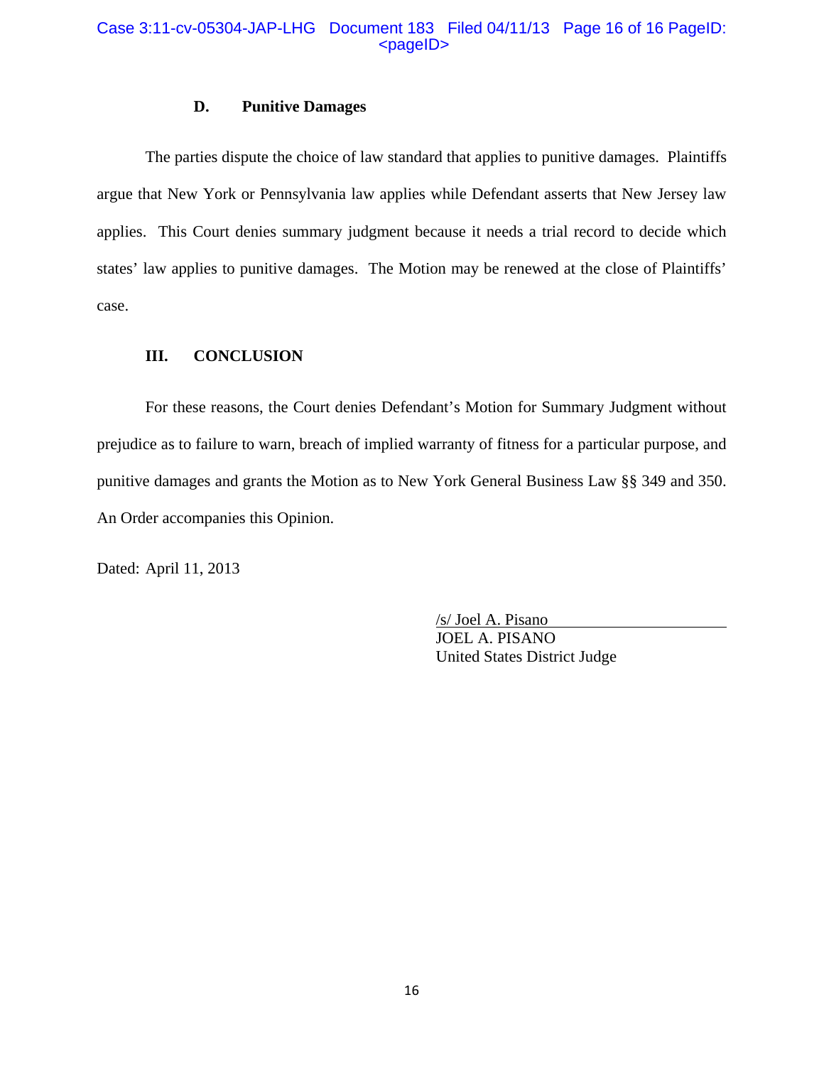### D. Punitive Damages

The parties dispute the choice of law standard that applies to punitive damages. Plaintiffs argue that New York or Pennsylvania law applies while Defendant asserts that New Jersey law applies. This Court denies summary judgment because it needs a trial record to decide which states' law applies to punitive damages. The Motion may be renewed at the close of Plaintiffs' case.

## III. CONCLUSION

For these reasons, the Court denies Defendant's Motion for Summary Judgment without prejudice as to failure to warn, breach of implied warranty of fitness for a particular purpose, and punitive damages and grants the Motion as to New York General Business Law §§ 349 and 350. An Order accompanies this Opinion.

Dated: April 11, 2013

/s/ Joel A. Pisano
JOEL A. PISANO
United States District Judge